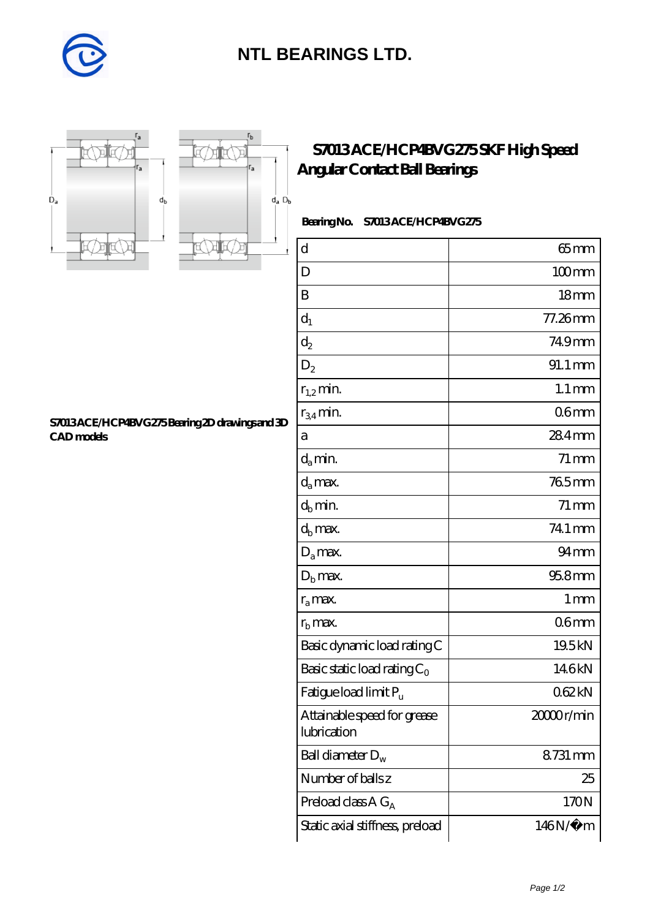# NTL BEARINGS LTD.

## S7013 ACE/HCP4BVG275 SKF High Speed Angular Contact Ball Bearings

S7013 ACE/HCP4BVG275 Bearing 2D drawings and 3D CAD models

**Bearing No.** S7013 ACE/HCP4BVG275

| | |
|---|---|
| d | 65 mm |
| D | 100 mm |
| B | 18 mm |
| $d_1$ | 77.26 mm |
| $d_2$ | 74.9 mm |
| $D_2$ | 91.1 mm |
| $r_{1,2}$ min. | 1.1 mm |
| $r_{3,4}$ min. | 0.6 mm |
| a | 28.4 mm |
| $d_a$ min. | 71 mm |
| $d_a$ max. | 76.5 mm |
| $d_b$ min. | 71 mm |
| $d_b$ max. | 74.1 mm |
| $D_a$ max. | 94 mm |
| $D_b$ max. | 95.8 mm |
| $r_a$ max. | 1 mm |
| $r_b$ max. | 0.6 mm |
| Basic dynamic load rating C | 19.5 kN |
| Basic static load rating $C_0$ | 14.6 kN |
| Fatigue load limit $P_u$ | 0.62 kN |
| Attainable speed for grease lubrication | 20000 r/min |
| Ball diameter $D_w$ | 8.731 mm |
| Number of balls z | 25 |
| Preload class A $G_A$ | 170 N |
| Static axial stiffness, preload | 146 N/µm |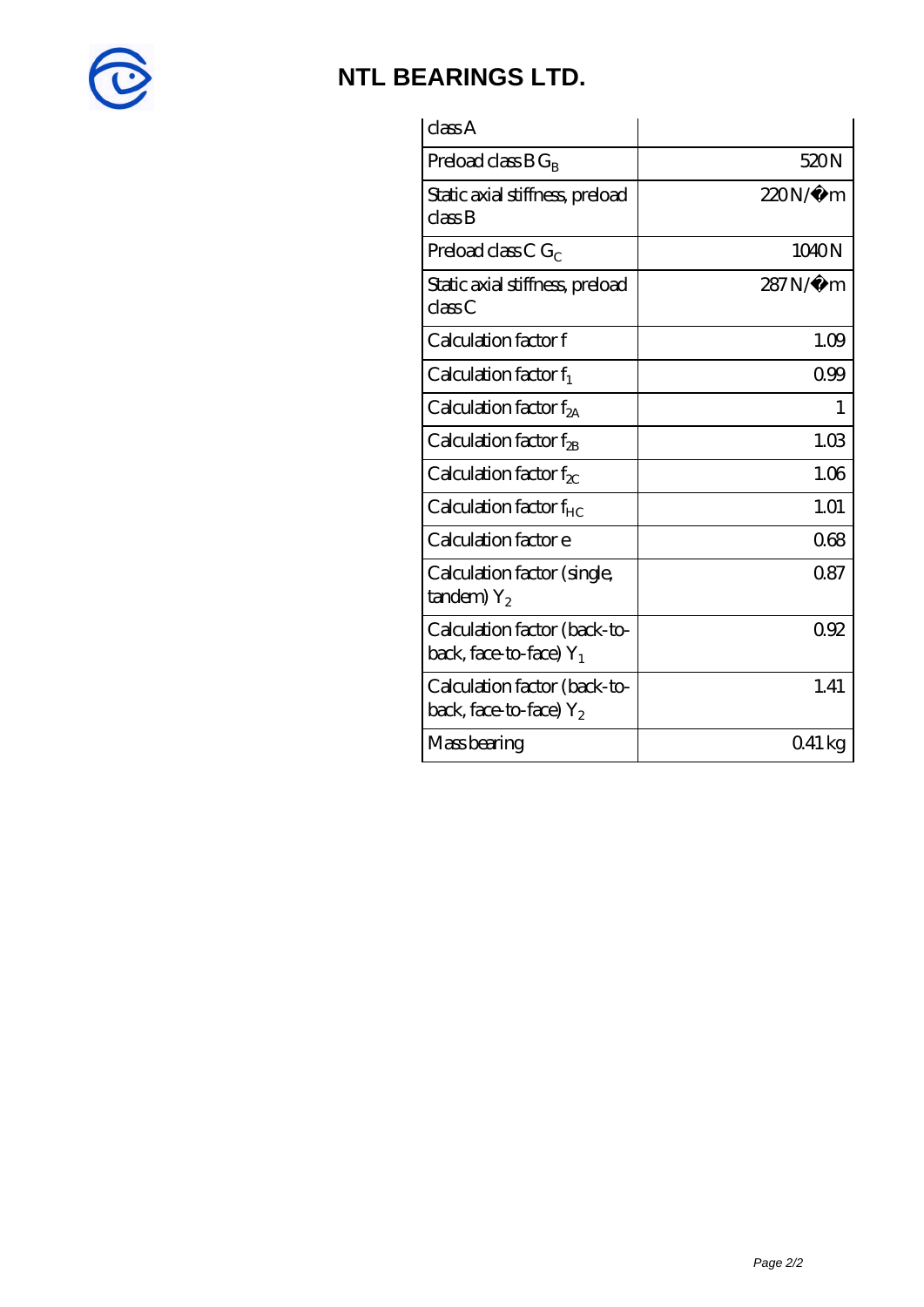| | |
|---|---|
| class A | |
| Preload class B $G_B$ | 520 N |
| Static axial stiffness, preload class B | 220 N/�m |
| Preload class C $G_C$ | 1040 N |
| Static axial stiffness, preload class C | 287 N/�m |
| Calculation factor f | 1.09 |
| Calculation factor $f_1$ | 0.99 |
| Calculation factor $f_{2A}$ | 1 |
| Calculation factor $f_{2B}$ | 1.03 |
| Calculation factor $f_{2C}$ | 1.06 |
| Calculation factor $f_{HC}$ | 1.01 |
| Calculation factor e | 0.68 |
| Calculation factor (single, tandem) $Y_2$ | 0.87 |
| Calculation factor (back-to-back, face-to-face) $Y_1$ | 0.92 |
| Calculation factor (back-to-back, face-to-face) $Y_2$ | 1.41 |
| Mass bearing | 0.41 kg |